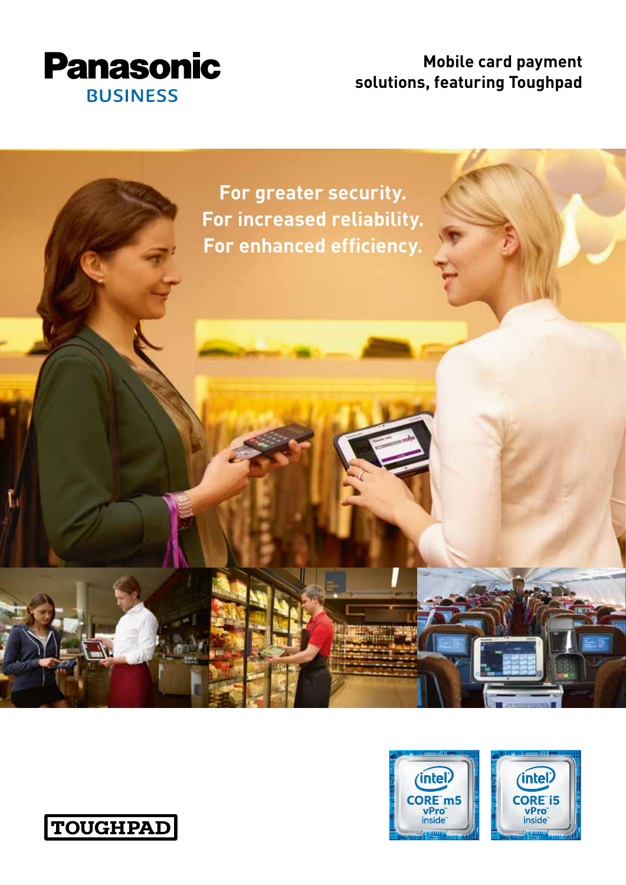Panasonic
BUSINESS

# Mobile card payment solutions, featuring Toughpad

For greater security.
For increased reliability.
For enhanced efficiency.

TOUGHPAD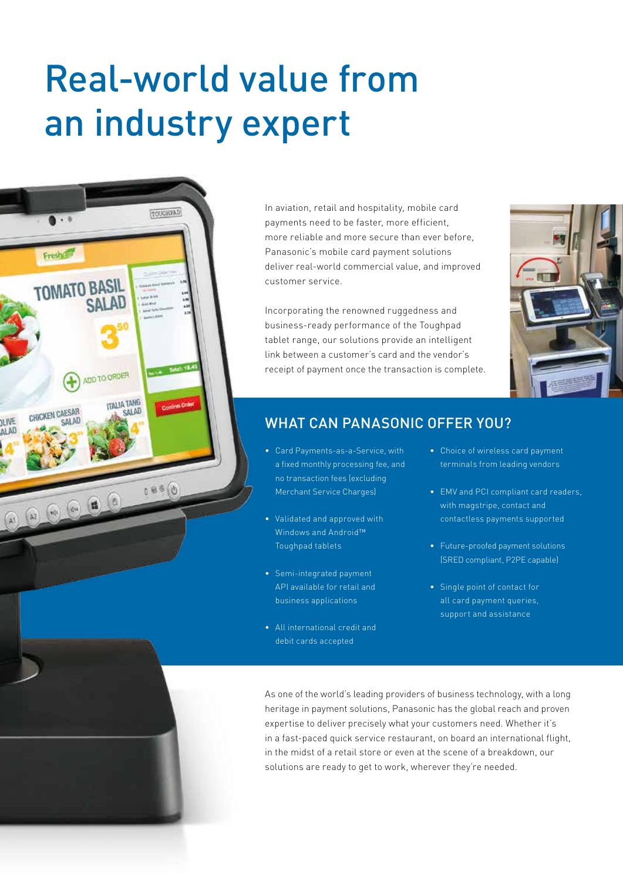# Real-world value from an industry expert

In aviation, retail and hospitality, mobile card payments need to be faster, more efficient, more reliable and more secure than ever before. Panasonic's mobile card payment solutions deliver real-world commercial value, and improved customer service.

Incorporating the renowned ruggedness and business-ready performance of the Toughpad tablet range, our solutions provide an intelligent link between a customer's card and the vendor's receipt of payment once the transaction is complete.

## WHAT CAN PANASONIC OFFER YOU?

- Card Payments-as-a-Service, with a fixed monthly processing fee, and no transaction fees (excluding Merchant Service Charges)
- Validated and approved with Windows and Android™ Toughpad tablets
- Semi-integrated payment API available for retail and business applications
- All international credit and debit cards accepted
- Choice of wireless card payment terminals from leading vendors
- EMV and PCI compliant card readers, with magstripe, contact and contactless payments supported
- Future-proofed payment solutions (SRED compliant, P2PE capable)
- Single point of contact for all card payment queries, support and assistance

As one of the world's leading providers of business technology, with a long heritage in payment solutions, Panasonic has the global reach and proven expertise to deliver precisely what your customers need. Whether it's in a fast-paced quick service restaurant, on board an international flight, in the midst of a retail store or even at the scene of a breakdown, our solutions are ready to get to work, wherever they're needed.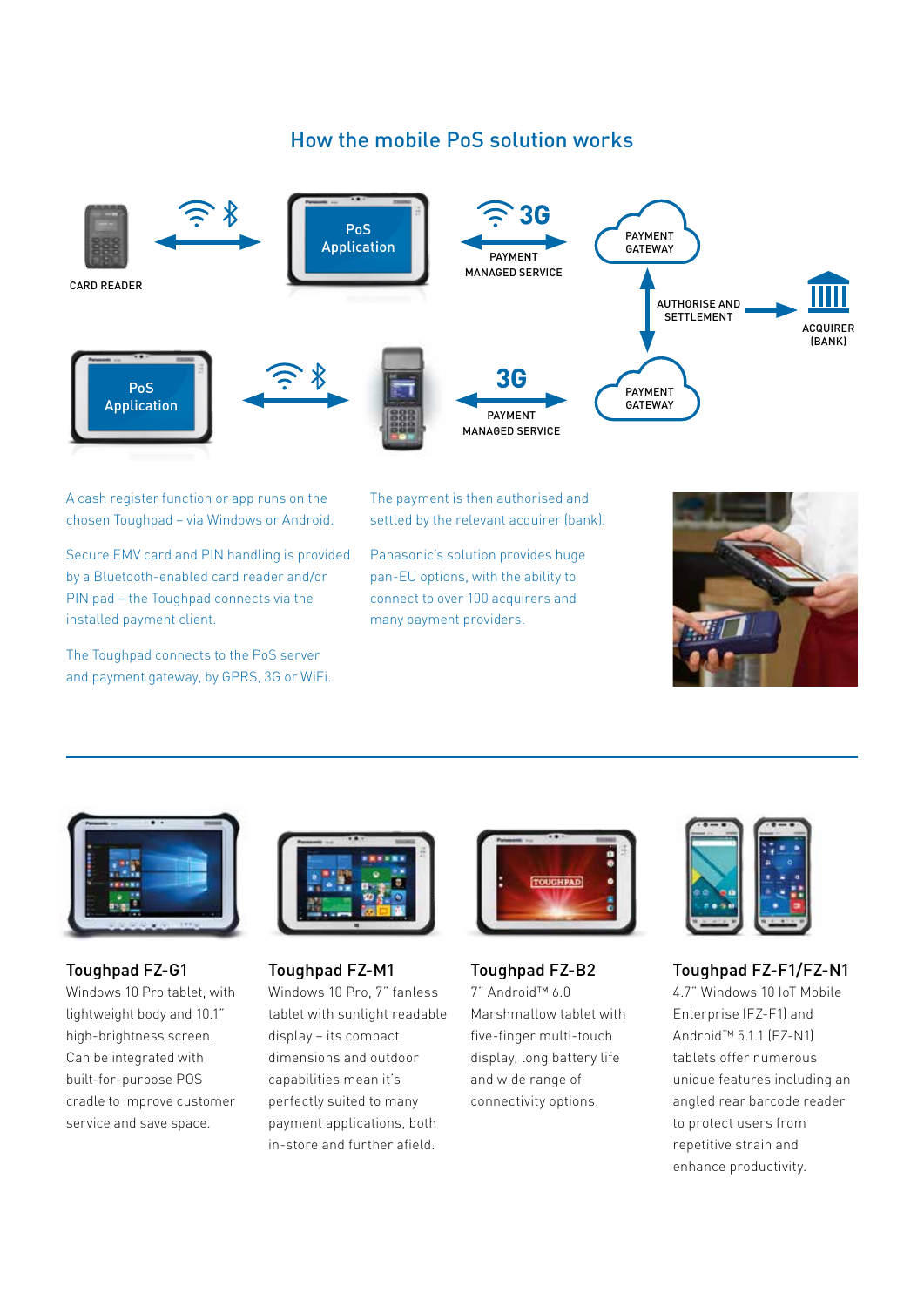## How the mobile PoS solution works

CARD READER

PoS Application

PAYMENT MANAGED SERVICE

PAYMENT GATEWAY

AUTHORISE AND SETTLEMENT

ACQUIRER (BANK)

PoS Application

PAYMENT MANAGED SERVICE

PAYMENT GATEWAY

A cash register function or app runs on the chosen Toughpad – via Windows or Android.

Secure EMV card and PIN handling is provided by a Bluetooth-enabled card reader and/or PIN pad – the Toughpad connects via the installed payment client.

The Toughpad connects to the PoS server and payment gateway, by GPRS, 3G or WiFi.

The payment is then authorised and settled by the relevant acquirer (bank).

Panasonic's solution provides huge pan-EU options, with the ability to connect to over 100 acquirers and many payment providers.

---

### Toughpad FZ-G1

Windows 10 Pro tablet, with lightweight body and 10.1" high-brightness screen. Can be integrated with built-for-purpose POS cradle to improve customer service and save space.

### Toughpad FZ-M1

Windows 10 Pro, 7" fanless tablet with sunlight readable display – its compact dimensions and outdoor capabilities mean it's perfectly suited to many payment applications, both in-store and further afield.

### Toughpad FZ-B2

7" Android™ 6.0 Marshmallow tablet with five-finger multi-touch display, long battery life and wide range of connectivity options.

### Toughpad FZ-F1/FZ-N1

4.7" Windows 10 IoT Mobile Enterprise (FZ-F1) and Android™ 5.1.1 (FZ-N1) tablets offer numerous unique features including an angled rear barcode reader to protect users from repetitive strain and enhance productivity.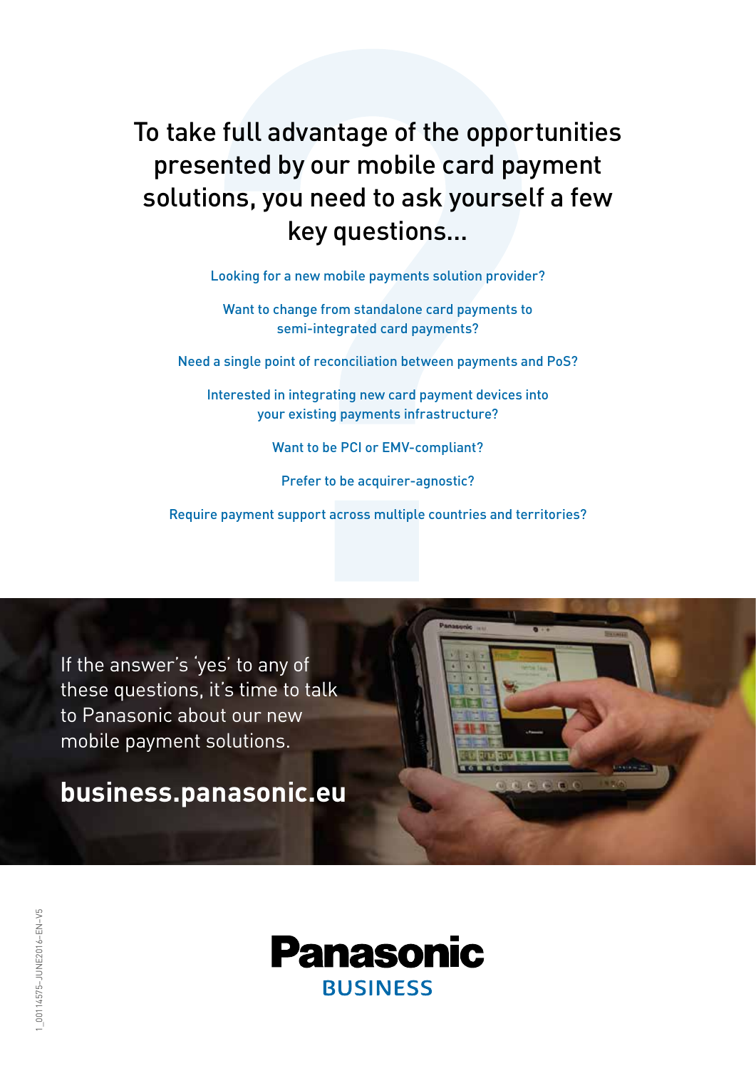# To take full advantage of the opportunities presented by our mobile card payment solutions, you need to ask yourself a few key questions...

Looking for a new mobile payments solution provider?

Want to change from standalone card payments to semi-integrated card payments?

Need a single point of reconciliation between payments and PoS?

Interested in integrating new card payment devices into your existing payments infrastructure?

Want to be PCI or EMV-compliant?

Prefer to be acquirer-agnostic?

Require payment support across multiple countries and territories?

If the answer's 'yes' to any of these questions, it's time to talk to Panasonic about our new mobile payment solutions.

**business.panasonic.eu**

1_00114575–JUNE2016–EN–V5

**Panasonic**
BUSINESS